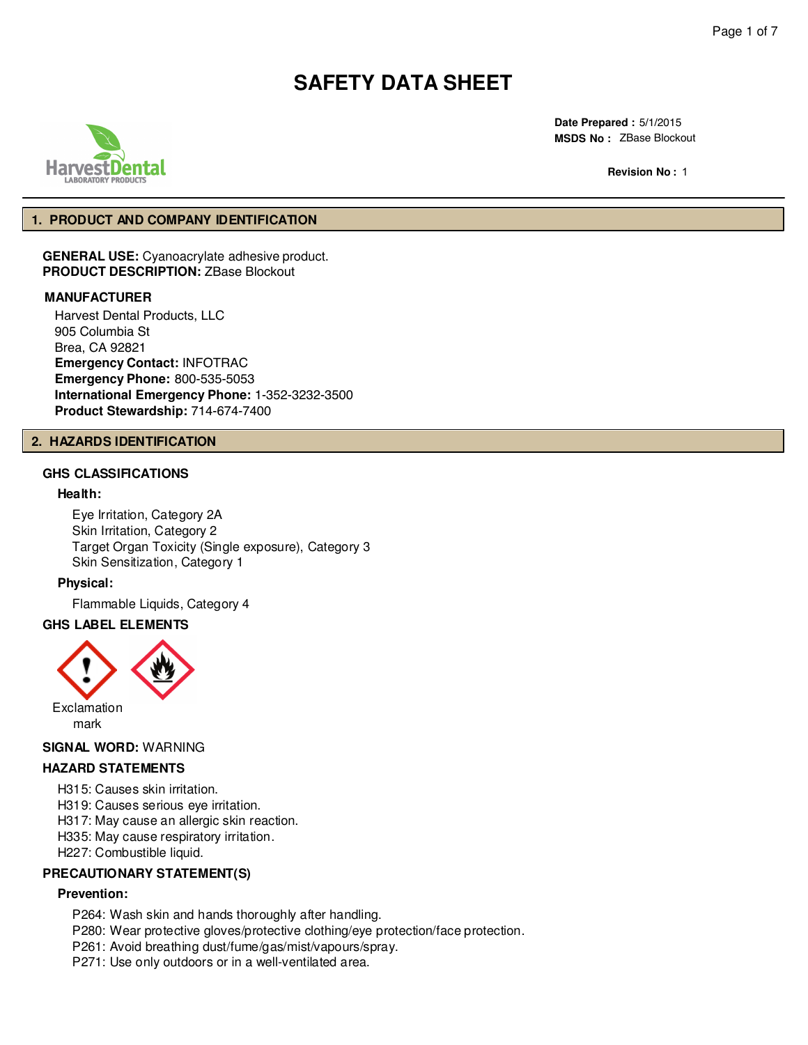# SAFETY DATA SHEET

**Date Prepared :** 5/1/2015
**MSDS No :** ZBase Blockout

**Revision No :** 1

## 1. PRODUCT AND COMPANY IDENTIFICATION

**GENERAL USE:** Cyanoacrylate adhesive product.
**PRODUCT DESCRIPTION:** ZBase Blockout

**MANUFACTURER**

Harvest Dental Products, LLC
905 Columbia St
Brea, CA 92821
**Emergency Contact:** INFOTRAC
**Emergency Phone:** 800-535-5053
**International Emergency Phone:** 1-352-3232-3500
**Product Stewardship:** 714-674-7400

## 2. HAZARDS IDENTIFICATION

### GHS CLASSIFICATIONS

**Health:**

Eye Irritation, Category 2A
Skin Irritation, Category 2
Target Organ Toxicity (Single exposure), Category 3
Skin Sensitization, Category 1

**Physical:**

Flammable Liquids, Category 4

### GHS LABEL ELEMENTS

Exclamation mark

**SIGNAL WORD:** WARNING

### HAZARD STATEMENTS

H315: Causes skin irritation.
H319: Causes serious eye irritation.
H317: May cause an allergic skin reaction.
H335: May cause respiratory irritation.
H227: Combustible liquid.

### PRECAUTIONARY STATEMENT(S)

**Prevention:**

P264: Wash skin and hands thoroughly after handling.
P280: Wear protective gloves/protective clothing/eye protection/face protection.
P261: Avoid breathing dust/fume/gas/mist/vapours/spray.
P271: Use only outdoors or in a well-ventilated area.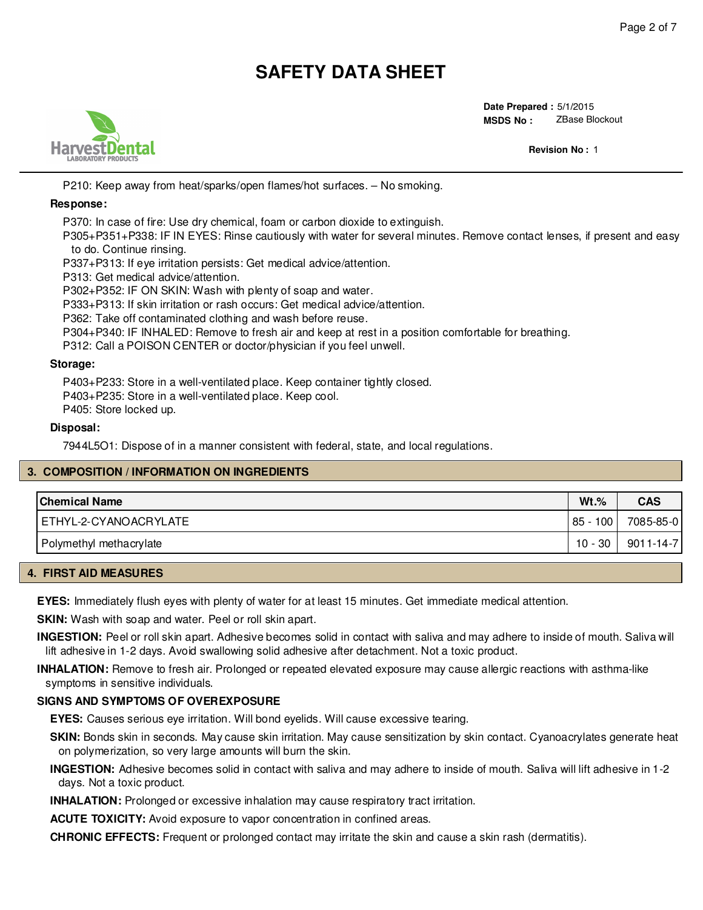P210: Keep away from heat/sparks/open flames/hot surfaces. – No smoking.

**Response:**

P370: In case of fire: Use dry chemical, foam or carbon dioxide to extinguish.
P305+P351+P338: IF IN EYES: Rinse cautiously with water for several minutes. Remove contact lenses, if present and easy to do. Continue rinsing.
P337+P313: If eye irritation persists: Get medical advice/attention.
P313: Get medical advice/attention.
P302+P352: IF ON SKIN: Wash with plenty of soap and water.
P333+P313: If skin irritation or rash occurs: Get medical advice/attention.
P362: Take off contaminated clothing and wash before reuse.
P304+P340: IF INHALED: Remove to fresh air and keep at rest in a position comfortable for breathing.
P312: Call a POISON CENTER or doctor/physician if you feel unwell.

**Storage:**

P403+P233: Store in a well-ventilated place. Keep container tightly closed.
P403+P235: Store in a well-ventilated place. Keep cool.
P405: Store locked up.

**Disposal:**

7944L5O1: Dispose of in a manner consistent with federal, state, and local regulations.

## 3. COMPOSITION / INFORMATION ON INGREDIENTS

| Chemical Name | Wt.% | CAS |
|---|---|---|
| ETHYL-2-CYANOACRYLATE | 85 - 100 | 7085-85-0 |
| Polymethyl methacrylate | 10 - 30 | 9011-14-7 |

## 4. FIRST AID MEASURES

**EYES:** Immediately flush eyes with plenty of water for at least 15 minutes. Get immediate medical attention.

**SKIN:** Wash with soap and water. Peel or roll skin apart.

**INGESTION:** Peel or roll skin apart. Adhesive becomes solid in contact with saliva and may adhere to inside of mouth. Saliva will lift adhesive in 1-2 days. Avoid swallowing solid adhesive after detachment. Not a toxic product.

**INHALATION:** Remove to fresh air. Prolonged or repeated elevated exposure may cause allergic reactions with asthma-like symptoms in sensitive individuals.

**SIGNS AND SYMPTOMS OF OVEREXPOSURE**

**EYES:** Causes serious eye irritation. Will bond eyelids. Will cause excessive tearing.

**SKIN:** Bonds skin in seconds. May cause skin irritation. May cause sensitization by skin contact. Cyanoacrylates generate heat on polymerization, so very large amounts will burn the skin.

**INGESTION:** Adhesive becomes solid in contact with saliva and may adhere to inside of mouth. Saliva will lift adhesive in 1-2 days. Not a toxic product.

**INHALATION:** Prolonged or excessive inhalation may cause respiratory tract irritation.

**ACUTE TOXICITY:** Avoid exposure to vapor concentration in confined areas.

**CHRONIC EFFECTS:** Frequent or prolonged contact may irritate the skin and cause a skin rash (dermatitis).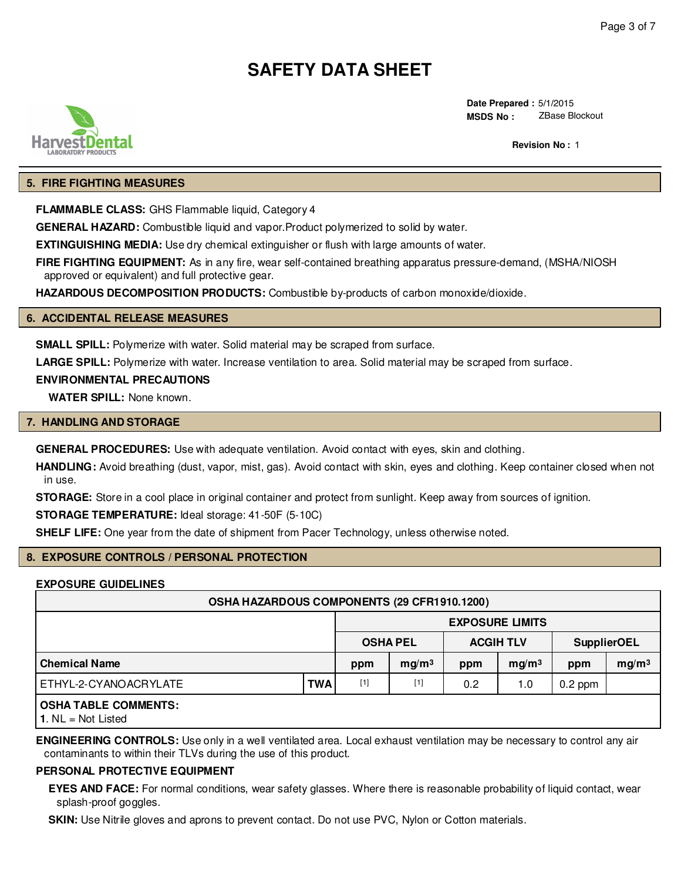# SAFETY DATA SHEET

**Date Prepared :** 5/1/2015
**MSDS No :** ZBase Blockout

**Revision No :** 1

## 5. FIRE FIGHTING MEASURES

**FLAMMABLE CLASS:** GHS Flammable liquid, Category 4

**GENERAL HAZARD:** Combustible liquid and vapor.Product polymerized to solid by water.

**EXTINGUISHING MEDIA:** Use dry chemical extinguisher or flush with large amounts of water.

**FIRE FIGHTING EQUIPMENT:** As in any fire, wear self-contained breathing apparatus pressure-demand, (MSHA/NIOSH approved or equivalent) and full protective gear.

**HAZARDOUS DECOMPOSITION PRODUCTS:** Combustible by-products of carbon monoxide/dioxide.

## 6. ACCIDENTAL RELEASE MEASURES

**SMALL SPILL:** Polymerize with water. Solid material may be scraped from surface.

**LARGE SPILL:** Polymerize with water. Increase ventilation to area. Solid material may be scraped from surface.

**ENVIRONMENTAL PRECAUTIONS**

**WATER SPILL:** None known.

## 7. HANDLING AND STORAGE

**GENERAL PROCEDURES:** Use with adequate ventilation. Avoid contact with eyes, skin and clothing.

**HANDLING:** Avoid breathing (dust, vapor, mist, gas). Avoid contact with skin, eyes and clothing. Keep container closed when not in use.

**STORAGE:** Store in a cool place in original container and protect from sunlight. Keep away from sources of ignition.

**STORAGE TEMPERATURE:** Ideal storage: 41-50F (5-10C)

**SHELF LIFE:** One year from the date of shipment from Pacer Technology, unless otherwise noted.

## 8. EXPOSURE CONTROLS / PERSONAL PROTECTION

**EXPOSURE GUIDELINES**

| OSHA HAZARDOUS COMPONENTS (29 CFR1910.1200) | | | | | | | |
|---|---|---|---|---|---|---|---|
| | | EXPOSURE LIMITS | | | | | |
| | | OSHA PEL | | ACGIH TLV | | SupplierOEL | |
| Chemical Name | | ppm | mg/m³ | ppm | mg/m³ | ppm | mg/m³ |
| ETHYL-2-CYANOACRYLATE | TWA | [1] | [1] | 0.2 | 1.0 | 0.2 ppm | |

**OSHA TABLE COMMENTS:**
**1**. NL = Not Listed

**ENGINEERING CONTROLS:** Use only in a well ventilated area. Local exhaust ventilation may be necessary to control any air contaminants to within their TLVs during the use of this product.

**PERSONAL PROTECTIVE EQUIPMENT**

**EYES AND FACE:** For normal conditions, wear safety glasses. Where there is reasonable probability of liquid contact, wear splash-proof goggles.

**SKIN:** Use Nitrile gloves and aprons to prevent contact. Do not use PVC, Nylon or Cotton materials.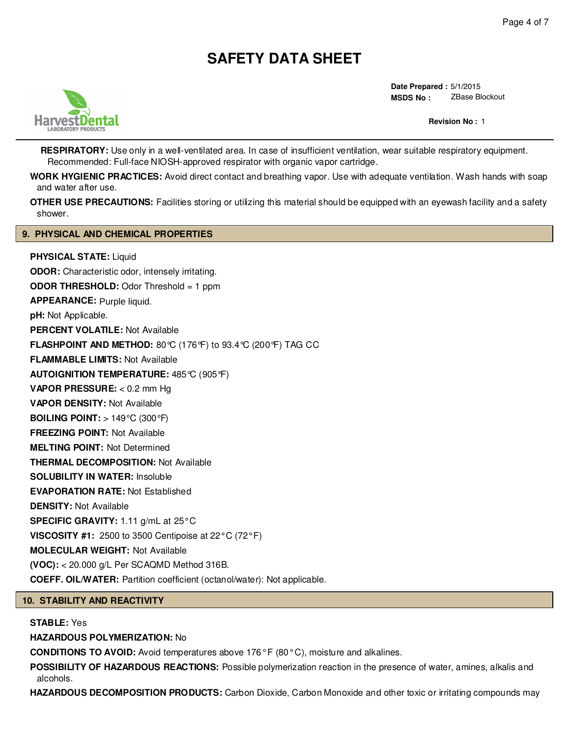**RESPIRATORY:** Use only in a well-ventilated area. In case of insufficient ventilation, wear suitable respiratory equipment. Recommended: Full-face NIOSH-approved respirator with organic vapor cartridge.

**WORK HYGIENIC PRACTICES:** Avoid direct contact and breathing vapor. Use with adequate ventilation. Wash hands with soap and water after use.

**OTHER USE PRECAUTIONS:** Facilities storing or utilizing this material should be equipped with an eyewash facility and a safety shower.

## 9. PHYSICAL AND CHEMICAL PROPERTIES

**PHYSICAL STATE:** Liquid

**ODOR:** Characteristic odor, intensely irritating.

**ODOR THRESHOLD:** Odor Threshold = 1 ppm

**APPEARANCE:** Purple liquid.

**pH:** Not Applicable.

**PERCENT VOLATILE:** Not Available

**FLASHPOINT AND METHOD:** 80℃ (176℉) to 93.4℃ (200℉) TAG CC

**FLAMMABLE LIMITS:** Not Available

**AUTOIGNITION TEMPERATURE:** 485℃ (905℉)

**VAPOR PRESSURE:** < 0.2 mm Hg

**VAPOR DENSITY:** Not Available

**BOILING POINT:** > 149°C (300°F)

**FREEZING POINT:** Not Available

**MELTING POINT:** Not Determined

**THERMAL DECOMPOSITION:** Not Available

**SOLUBILITY IN WATER:** Insoluble

**EVAPORATION RATE:** Not Established

**DENSITY:** Not Available

**SPECIFIC GRAVITY:** 1.11 g/mL at 25°C

**VISCOSITY #1:** 2500 to 3500 Centipoise at 22°C (72°F)

**MOLECULAR WEIGHT:** Not Available

**(VOC):** < 20.000 g/L Per SCAQMD Method 316B.

**COEFF. OIL/WATER:** Partition coefficient (octanol/water): Not applicable.

## 10. STABILITY AND REACTIVITY

**STABLE:** Yes

**HAZARDOUS POLYMERIZATION:** No

**CONDITIONS TO AVOID:** Avoid temperatures above 176°F (80°C), moisture and alkalines.

**POSSIBILITY OF HAZARDOUS REACTIONS:** Possible polymerization reaction in the presence of water, amines, alkalis and alcohols.

**HAZARDOUS DECOMPOSITION PRODUCTS:** Carbon Dioxide, Carbon Monoxide and other toxic or irritating compounds may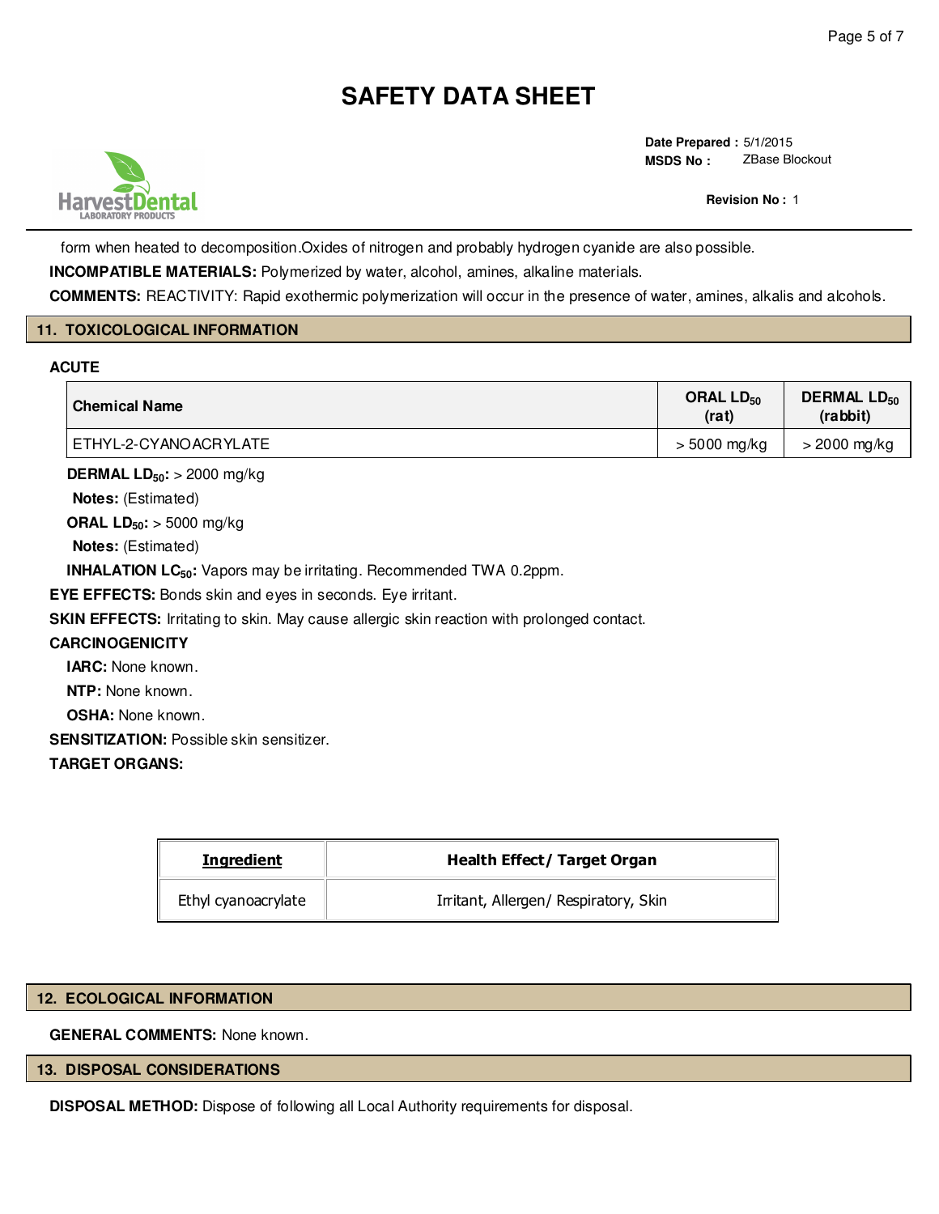form when heated to decomposition.Oxides of nitrogen and probably hydrogen cyanide are also possible.

**INCOMPATIBLE MATERIALS:** Polymerized by water, alcohol, amines, alkaline materials.

**COMMENTS:** REACTIVITY: Rapid exothermic polymerization will occur in the presence of water, amines, alkalis and alcohols.

## 11. TOXICOLOGICAL INFORMATION

**ACUTE**

| Chemical Name | ORAL $LD_{50}$ (rat) | DERMAL $LD_{50}$ (rabbit) |
|---|---|---|
| ETHYL-2-CYANOACRYLATE | > 5000 mg/kg | > 2000 mg/kg |

**DERMAL $LD_{50}$:** > 2000 mg/kg

**Notes:** (Estimated)

**ORAL $LD_{50}$:** > 5000 mg/kg

**Notes:** (Estimated)

**INHALATION $LC_{50}$:** Vapors may be irritating. Recommended TWA 0.2ppm.

**EYE EFFECTS:** Bonds skin and eyes in seconds. Eye irritant.

**SKIN EFFECTS:** Irritating to skin. May cause allergic skin reaction with prolonged contact.

**CARCINOGENICITY**

**IARC:** None known.

**NTP:** None known.

**OSHA:** None known.

**SENSITIZATION:** Possible skin sensitizer.

**TARGET ORGANS:**

| Ingredient | Health Effect/ Target Organ |
|---|---|
| Ethyl cyanoacrylate | Irritant, Allergen/ Respiratory, Skin |

## 12. ECOLOGICAL INFORMATION

**GENERAL COMMENTS:** None known.

## 13. DISPOSAL CONSIDERATIONS

**DISPOSAL METHOD:** Dispose of following all Local Authority requirements for disposal.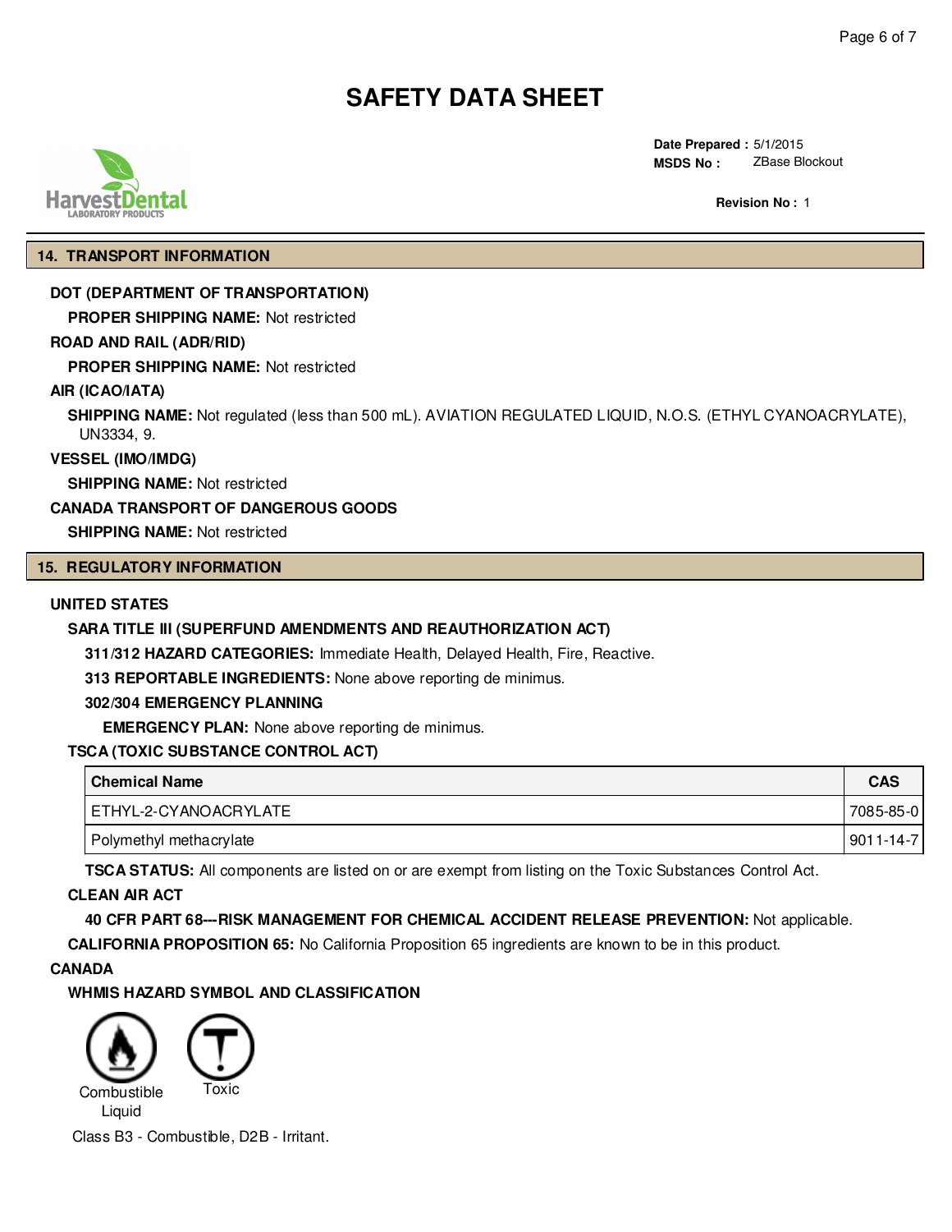# SAFETY DATA SHEET

**Date Prepared :** 5/1/2015
**MSDS No :** ZBase Blockout

**Revision No :** 1

## 14. TRANSPORT INFORMATION

**DOT (DEPARTMENT OF TRANSPORTATION)**

**PROPER SHIPPING NAME:** Not restricted

**ROAD AND RAIL (ADR/RID)**

**PROPER SHIPPING NAME:** Not restricted

**AIR (ICAO/IATA)**

**SHIPPING NAME:** Not regulated (less than 500 mL). AVIATION REGULATED LIQUID, N.O.S. (ETHYL CYANOACRYLATE), UN3334, 9.

**VESSEL (IMO/IMDG)**

**SHIPPING NAME:** Not restricted

**CANADA TRANSPORT OF DANGEROUS GOODS**

**SHIPPING NAME:** Not restricted

## 15. REGULATORY INFORMATION

**UNITED STATES**

**SARA TITLE III (SUPERFUND AMENDMENTS AND REAUTHORIZATION ACT)**

**311/312 HAZARD CATEGORIES:** Immediate Health, Delayed Health, Fire, Reactive.

**313 REPORTABLE INGREDIENTS:** None above reporting de minimus.

**302/304 EMERGENCY PLANNING**

**EMERGENCY PLAN:** None above reporting de minimus.

**TSCA (TOXIC SUBSTANCE CONTROL ACT)**

| Chemical Name | CAS |
|---|---|
| ETHYL-2-CYANOACRYLATE | 7085-85-0 |
| Polymethyl methacrylate | 9011-14-7 |

**TSCA STATUS:** All components are listed on or are exempt from listing on the Toxic Substances Control Act.

**CLEAN AIR ACT**

**40 CFR PART 68---RISK MANAGEMENT FOR CHEMICAL ACCIDENT RELEASE PREVENTION:** Not applicable.

**CALIFORNIA PROPOSITION 65:** No California Proposition 65 ingredients are known to be in this product.

**CANADA**

**WHMIS HAZARD SYMBOL AND CLASSIFICATION**

Combustible Liquid

Toxic

Class B3 - Combustible, D2B - Irritant.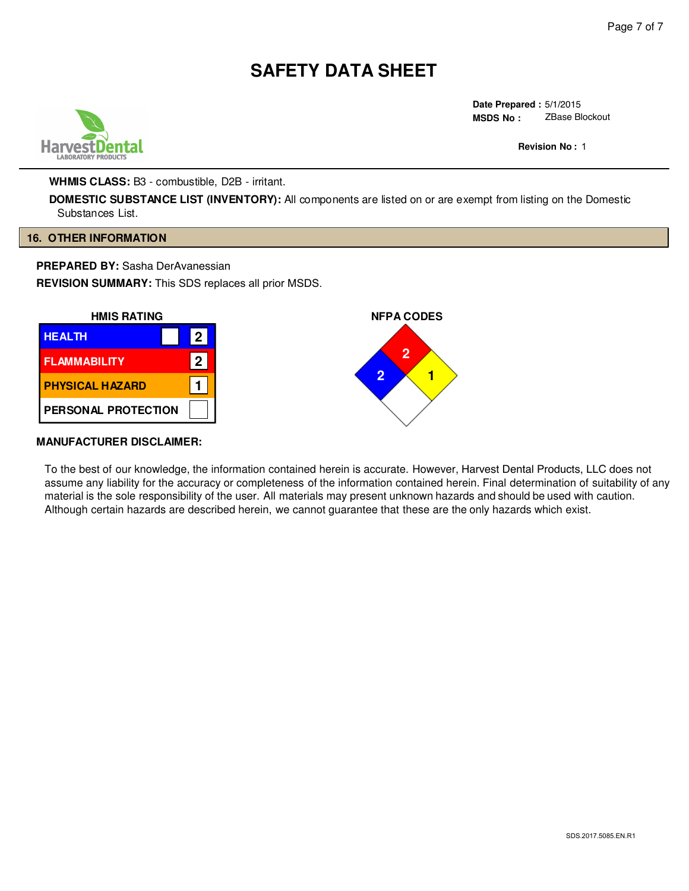# SAFETY DATA SHEET

**Date Prepared :** 5/1/2015
**MSDS No :** ZBase Blockout

**Revision No :** 1

**WHMIS CLASS:** B3 - combustible, D2B - irritant.

**DOMESTIC SUBSTANCE LIST (INVENTORY):** All components are listed on or are exempt from listing on the Domestic Substances List.

## 16. OTHER INFORMATION

**PREPARED BY:** Sasha DerAvanessian

**REVISION SUMMARY:** This SDS replaces all prior MSDS.

**HMIS RATING**

| Category | Rating |
| --- | --- |
| HEALTH | 2 |
| FLAMMABILITY | 2 |
| PHYSICAL HAZARD | 1 |
| PERSONAL PROTECTION | |

**NFPA CODES**

| Health (blue) | Flammability (red) | Instability (yellow) | Special (white) |
| --- | --- | --- | --- |
| 2 | 2 | 1 | |

**MANUFACTURER DISCLAIMER:**

To the best of our knowledge, the information contained herein is accurate. However, Harvest Dental Products, LLC does not assume any liability for the accuracy or completeness of the information contained herein. Final determination of suitability of any material is the sole responsibility of the user. All materials may present unknown hazards and should be used with caution. Although certain hazards are described herein, we cannot guarantee that these are the only hazards which exist.

SDS.2017.5085.EN.R1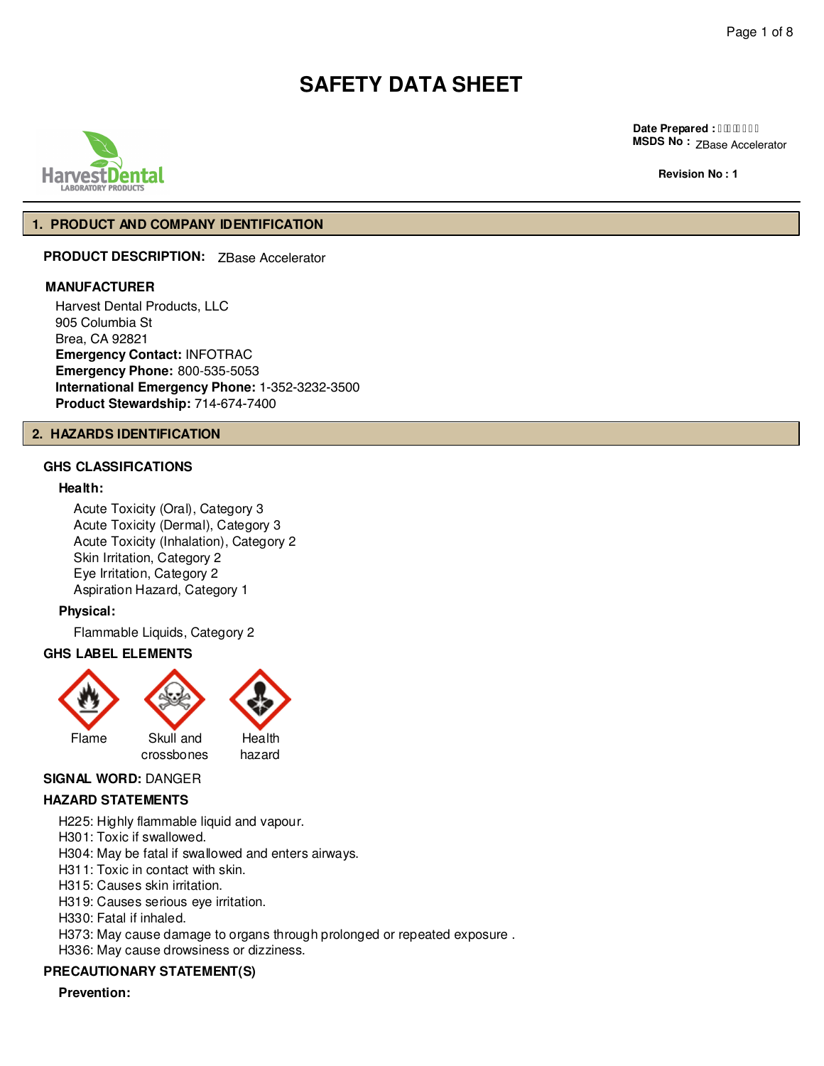# SAFETY DATA SHEET

**Date Prepared :** 
**MSDS No :** ZBase Accelerator

**Revision No : 1**

## 1. PRODUCT AND COMPANY IDENTIFICATION

**PRODUCT DESCRIPTION:** ZBase Accelerator

**MANUFACTURER**

Harvest Dental Products, LLC
905 Columbia St
Brea, CA 92821
**Emergency Contact:** INFOTRAC
**Emergency Phone:** 800-535-5053
**International Emergency Phone:** 1-352-3232-3500
**Product Stewardship:** 714-674-7400

## 2. HAZARDS IDENTIFICATION

### GHS CLASSIFICATIONS

**Health:**

Acute Toxicity (Oral), Category 3
Acute Toxicity (Dermal), Category 3
Acute Toxicity (Inhalation), Category 2
Skin Irritation, Category 2
Eye Irritation, Category 2
Aspiration Hazard, Category 1

**Physical:**

Flammable Liquids, Category 2

### GHS LABEL ELEMENTS

Flame
Skull and crossbones
Health hazard

**SIGNAL WORD:** DANGER

### HAZARD STATEMENTS

H225: Highly flammable liquid and vapour.
H301: Toxic if swallowed.
H304: May be fatal if swallowed and enters airways.
H311: Toxic in contact with skin.
H315: Causes skin irritation.
H319: Causes serious eye irritation.
H330: Fatal if inhaled.
H373: May cause damage to organs through prolonged or repeated exposure .
H336: May cause drowsiness or dizziness.

### PRECAUTIONARY STATEMENT(S)

**Prevention:**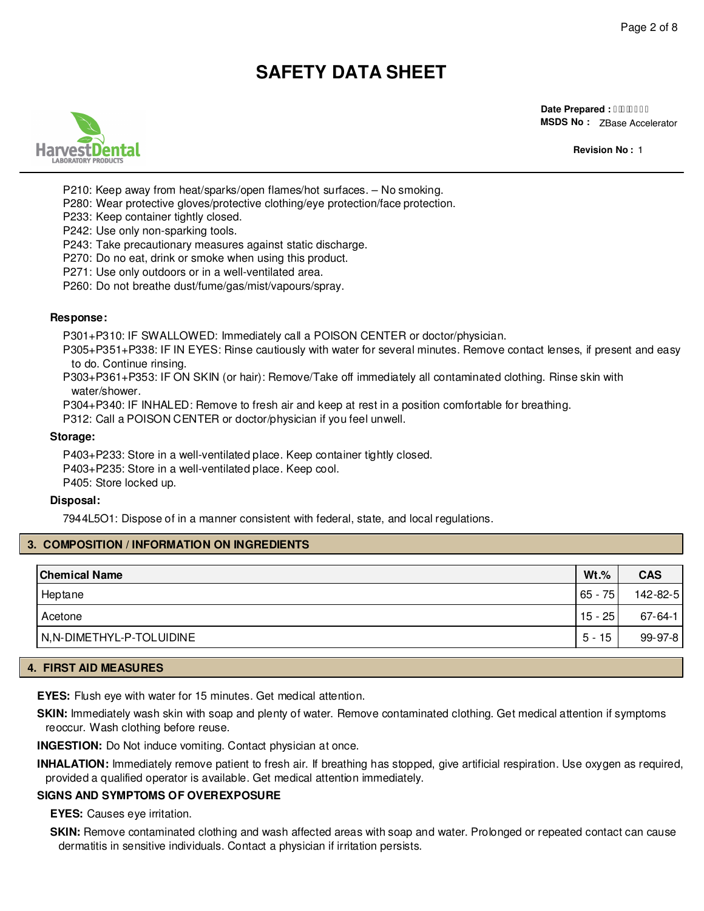P210: Keep away from heat/sparks/open flames/hot surfaces. – No smoking.
P280: Wear protective gloves/protective clothing/eye protection/face protection.
P233: Keep container tightly closed.
P242: Use only non-sparking tools.
P243: Take precautionary measures against static discharge.
P270: Do no eat, drink or smoke when using this product.
P271: Use only outdoors or in a well-ventilated area.
P260: Do not breathe dust/fume/gas/mist/vapours/spray.

**Response:**

P301+P310: IF SWALLOWED: Immediately call a POISON CENTER or doctor/physician.
P305+P351+P338: IF IN EYES: Rinse cautiously with water for several minutes. Remove contact lenses, if present and easy to do. Continue rinsing.
P303+P361+P353: IF ON SKIN (or hair): Remove/Take off immediately all contaminated clothing. Rinse skin with water/shower.
P304+P340: IF INHALED: Remove to fresh air and keep at rest in a position comfortable for breathing.
P312: Call a POISON CENTER or doctor/physician if you feel unwell.

**Storage:**

P403+P233: Store in a well-ventilated place. Keep container tightly closed.
P403+P235: Store in a well-ventilated place. Keep cool.
P405: Store locked up.

**Disposal:**

7944L5O1: Dispose of in a manner consistent with federal, state, and local regulations.

## 3. COMPOSITION / INFORMATION ON INGREDIENTS

| Chemical Name | Wt.% | CAS |
| --- | --- | --- |
| Heptane | 65 - 75 | 142-82-5 |
| Acetone | 15 - 25 | 67-64-1 |
| N,N-DIMETHYL-P-TOLUIDINE | 5 - 15 | 99-97-8 |

## 4. FIRST AID MEASURES

**EYES:** Flush eye with water for 15 minutes. Get medical attention.

**SKIN:** Immediately wash skin with soap and plenty of water. Remove contaminated clothing. Get medical attention if symptoms reoccur. Wash clothing before reuse.

**INGESTION:** Do Not induce vomiting. Contact physician at once.

**INHALATION:** Immediately remove patient to fresh air. If breathing has stopped, give artificial respiration. Use oxygen as required, provided a qualified operator is available. Get medical attention immediately.

**SIGNS AND SYMPTOMS OF OVEREXPOSURE**

**EYES:** Causes eye irritation.

**SKIN:** Remove contaminated clothing and wash affected areas with soap and water. Prolonged or repeated contact can cause dermatitis in sensitive individuals. Contact a physician if irritation persists.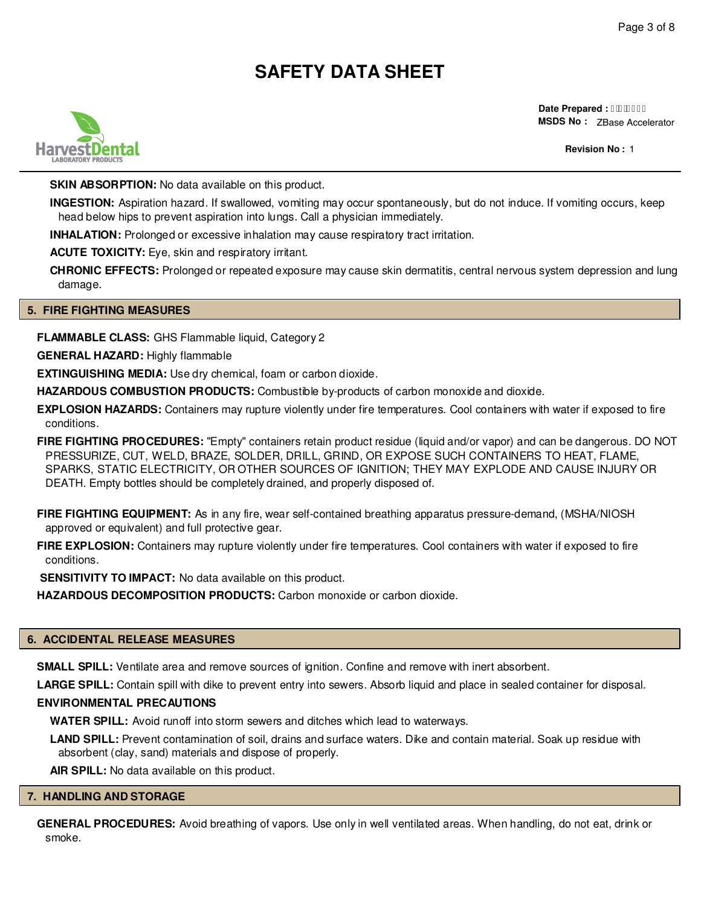**SKIN ABSORPTION:** No data available on this product.

**INGESTION:** Aspiration hazard. If swallowed, vomiting may occur spontaneously, but do not induce. If vomiting occurs, keep head below hips to prevent aspiration into lungs. Call a physician immediately.

**INHALATION:** Prolonged or excessive inhalation may cause respiratory tract irritation.

**ACUTE TOXICITY:** Eye, skin and respiratory irritant.

**CHRONIC EFFECTS:** Prolonged or repeated exposure may cause skin dermatitis, central nervous system depression and lung damage.

## 5. FIRE FIGHTING MEASURES

**FLAMMABLE CLASS:** GHS Flammable liquid, Category 2

**GENERAL HAZARD:** Highly flammable

**EXTINGUISHING MEDIA:** Use dry chemical, foam or carbon dioxide.

**HAZARDOUS COMBUSTION PRODUCTS:** Combustible by-products of carbon monoxide and dioxide.

**EXPLOSION HAZARDS:** Containers may rupture violently under fire temperatures. Cool containers with water if exposed to fire conditions.

**FIRE FIGHTING PROCEDURES:** "Empty" containers retain product residue (liquid and/or vapor) and can be dangerous. DO NOT PRESSURIZE, CUT, WELD, BRAZE, SOLDER, DRILL, GRIND, OR EXPOSE SUCH CONTAINERS TO HEAT, FLAME, SPARKS, STATIC ELECTRICITY, OR OTHER SOURCES OF IGNITION; THEY MAY EXPLODE AND CAUSE INJURY OR DEATH. Empty bottles should be completely drained, and properly disposed of.

**FIRE FIGHTING EQUIPMENT:** As in any fire, wear self-contained breathing apparatus pressure-demand, (MSHA/NIOSH approved or equivalent) and full protective gear.

**FIRE EXPLOSION:** Containers may rupture violently under fire temperatures. Cool containers with water if exposed to fire conditions.

**SENSITIVITY TO IMPACT:** No data available on this product.

**HAZARDOUS DECOMPOSITION PRODUCTS:** Carbon monoxide or carbon dioxide.

## 6. ACCIDENTAL RELEASE MEASURES

**SMALL SPILL:** Ventilate area and remove sources of ignition. Confine and remove with inert absorbent.

**LARGE SPILL:** Contain spill with dike to prevent entry into sewers. Absorb liquid and place in sealed container for disposal.

**ENVIRONMENTAL PRECAUTIONS**

**WATER SPILL:** Avoid runoff into storm sewers and ditches which lead to waterways.

**LAND SPILL:** Prevent contamination of soil, drains and surface waters. Dike and contain material. Soak up residue with absorbent (clay, sand) materials and dispose of properly.

**AIR SPILL:** No data available on this product.

## 7. HANDLING AND STORAGE

**GENERAL PROCEDURES:** Avoid breathing of vapors. Use only in well ventilated areas. When handling, do not eat, drink or smoke.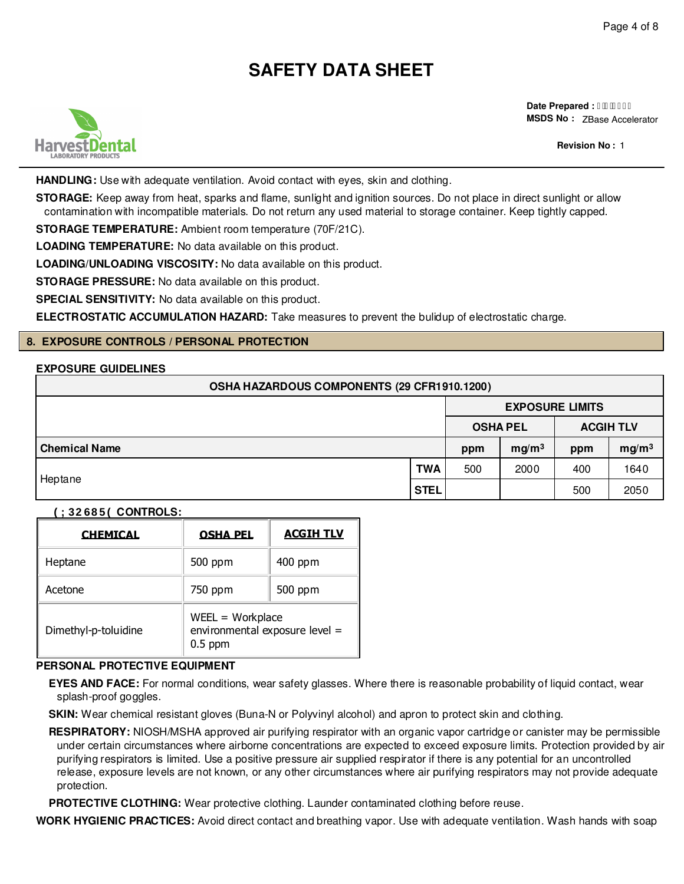**HANDLING:** Use with adequate ventilation. Avoid contact with eyes, skin and clothing.

**STORAGE:** Keep away from heat, sparks and flame, sunlight and ignition sources. Do not place in direct sunlight or allow contamination with incompatible materials. Do not return any used material to storage container. Keep tightly capped.

**STORAGE TEMPERATURE:** Ambient room temperature (70F/21C).

**LOADING TEMPERATURE:** No data available on this product.

**LOADING/UNLOADING VISCOSITY:** No data available on this product.

**STORAGE PRESSURE:** No data available on this product.

**SPECIAL SENSITIVITY:** No data available on this product.

**ELECTROSTATIC ACCUMULATION HAZARD:** Take measures to prevent the bulidup of electrostatic charge.

## 8. EXPOSURE CONTROLS / PERSONAL PROTECTION

### EXPOSURE GUIDELINES

| OSHA HAZARDOUS COMPONENTS (29 CFR1910.1200) | | | | | |
|---|---|---|---|---|---|
| | | EXPOSURE LIMITS | | | |
| | | OSHA PEL | | ACGIH TLV | |
| Chemical Name | | ppm | $mg/m^3$ | ppm | $mg/m^3$ |
| Heptane | TWA | 500 | 2000 | 400 | 1640 |
| | STEL | | | 500 | 2050 |

**( ; 32685( CONTROLS:**

| CHEMICAL | OSHA PEL | ACGIH TLV |
|---|---|---|
| Heptane | 500 ppm | 400 ppm |
| Acetone | 750 ppm | 500 ppm |
| Dimethyl-p-toluidine | WEEL = Workplace environmental exposure level = 0.5 ppm | |

**PERSONAL PROTECTIVE EQUIPMENT**

**EYES AND FACE:** For normal conditions, wear safety glasses. Where there is reasonable probability of liquid contact, wear splash-proof goggles.

**SKIN:** Wear chemical resistant gloves (Buna-N or Polyvinyl alcohol) and apron to protect skin and clothing.

**RESPIRATORY:** NIOSH/MSHA approved air purifying respirator with an organic vapor cartridge or canister may be permissible under certain circumstances where airborne concentrations are expected to exceed exposure limits. Protection provided by air purifying respirators is limited. Use a positive pressure air supplied respirator if there is any potential for an uncontrolled release, exposure levels are not known, or any other circumstances where air purifying respirators may not provide adequate protection.

**PROTECTIVE CLOTHING:** Wear protective clothing. Launder contaminated clothing before reuse.

**WORK HYGIENIC PRACTICES:** Avoid direct contact and breathing vapor. Use with adequate ventilation. Wash hands with soap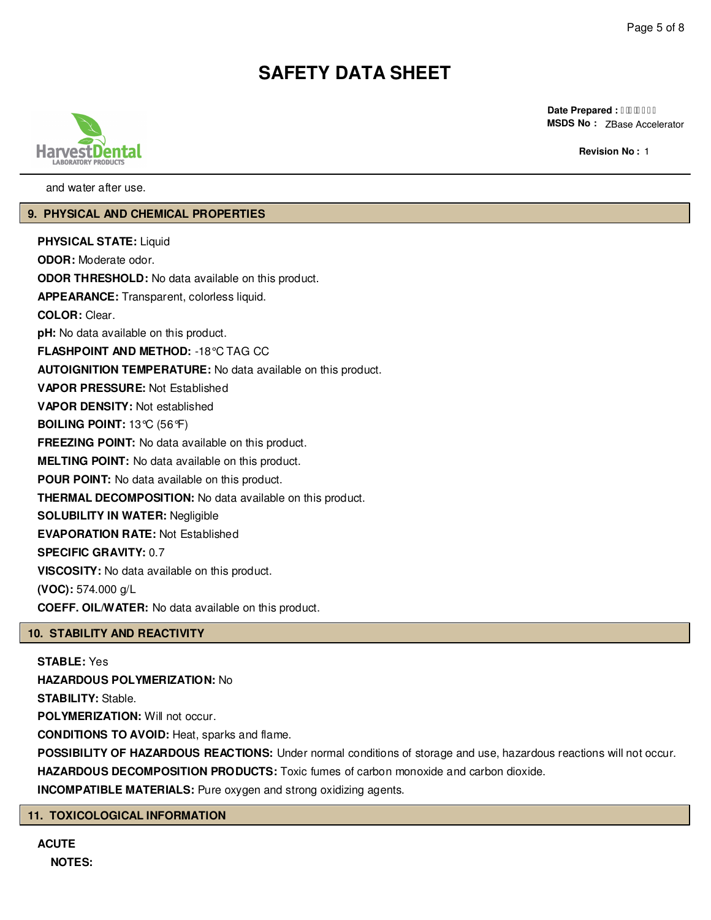and water after use.

## 9. PHYSICAL AND CHEMICAL PROPERTIES

**PHYSICAL STATE:** Liquid
**ODOR:** Moderate odor.
**ODOR THRESHOLD:** No data available on this product.
**APPEARANCE:** Transparent, colorless liquid.
**COLOR:** Clear.
**pH:** No data available on this product.
**FLASHPOINT AND METHOD:** -18°C TAG CC
**AUTOIGNITION TEMPERATURE:** No data available on this product.
**VAPOR PRESSURE:** Not Established
**VAPOR DENSITY:** Not established
**BOILING POINT:** 13°C (56°F)
**FREEZING POINT:** No data available on this product.
**MELTING POINT:** No data available on this product.
**POUR POINT:** No data available on this product.
**THERMAL DECOMPOSITION:** No data available on this product.
**SOLUBILITY IN WATER:** Negligible
**EVAPORATION RATE:** Not Established
**SPECIFIC GRAVITY:** 0.7
**VISCOSITY:** No data available on this product.
**(VOC):** 574.000 g/L
**COEFF. OIL/WATER:** No data available on this product.

## 10. STABILITY AND REACTIVITY

**STABLE:** Yes
**HAZARDOUS POLYMERIZATION:** No
**STABILITY:** Stable.
**POLYMERIZATION:** Will not occur.
**CONDITIONS TO AVOID:** Heat, sparks and flame.
**POSSIBILITY OF HAZARDOUS REACTIONS:** Under normal conditions of storage and use, hazardous reactions will not occur.
**HAZARDOUS DECOMPOSITION PRODUCTS:** Toxic fumes of carbon monoxide and carbon dioxide.
**INCOMPATIBLE MATERIALS:** Pure oxygen and strong oxidizing agents.

## 11. TOXICOLOGICAL INFORMATION

**ACUTE**

**NOTES:**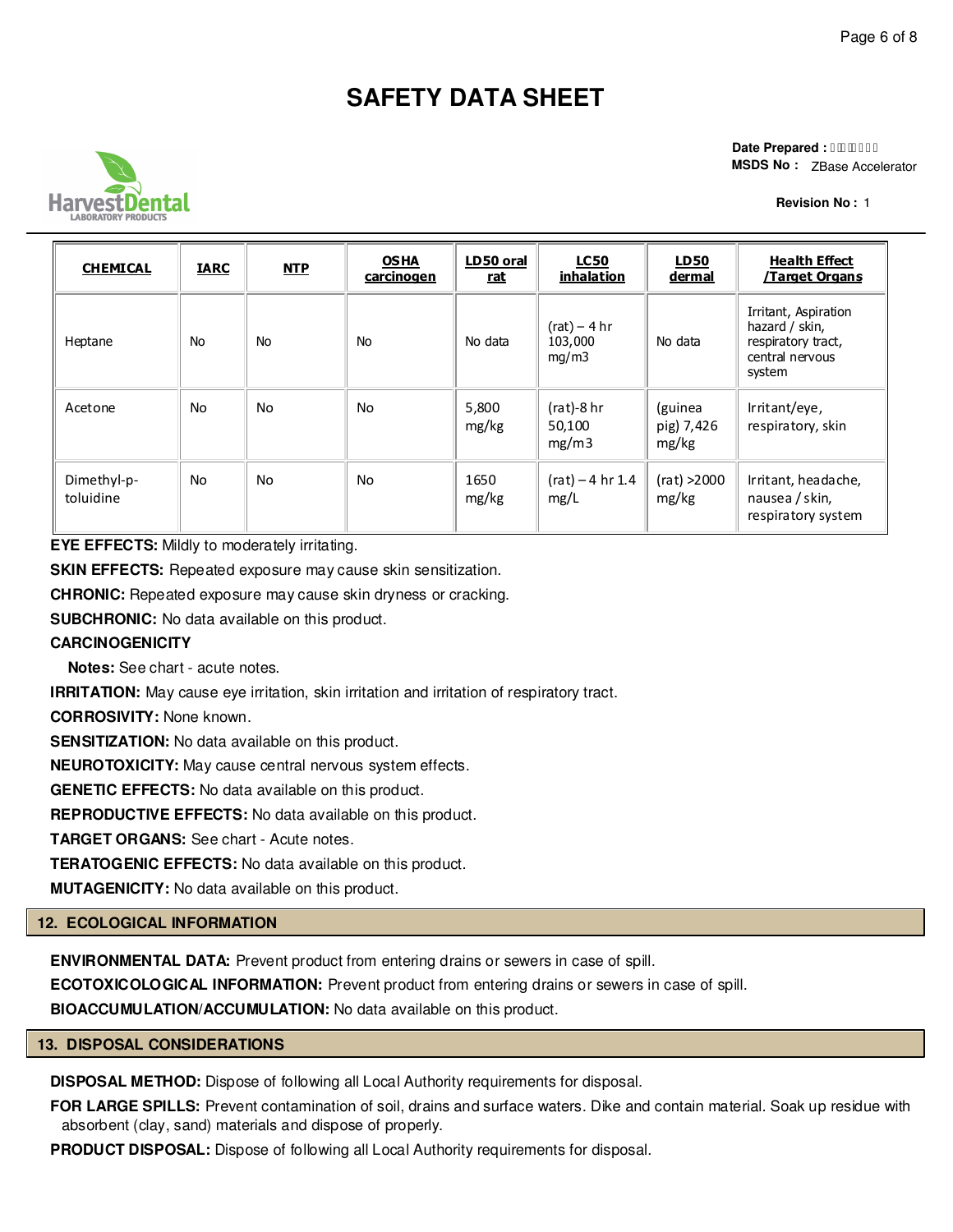# SAFETY DATA SHEET

**Date Prepared :** 
**MSDS No :** ZBase Accelerator

**Revision No :** 1

| CHEMICAL | IARC | NTP | OSHA carcinogen | LD50 oral rat | LC50 inhalation | LD50 dermal | Health Effect /Target Organs |
|---|---|---|---|---|---|---|---|
| Heptane | No | No | No | No data | (rat) – 4 hr 103,000 mg/m3 | No data | Irritant, Aspiration hazard / skin, respiratory tract, central nervous system |
| Acetone | No | No | No | 5,800 mg/kg | (rat)-8 hr 50,100 mg/m3 | (guinea pig) 7,426 mg/kg | Irritant/eye, respiratory, skin |
| Dimethyl-p-toluidine | No | No | No | 1650 mg/kg | (rat) – 4 hr 1.4 mg/L | (rat) >2000 mg/kg | Irritant, headache, nausea / skin, respiratory system |

**EYE EFFECTS:** Mildly to moderately irritating.

**SKIN EFFECTS:** Repeated exposure may cause skin sensitization.

**CHRONIC:** Repeated exposure may cause skin dryness or cracking.

**SUBCHRONIC:** No data available on this product.

**CARCINOGENICITY**

**Notes:** See chart - acute notes.

**IRRITATION:** May cause eye irritation, skin irritation and irritation of respiratory tract.

**CORROSIVITY:** None known.

**SENSITIZATION:** No data available on this product.

**NEUROTOXICITY:** May cause central nervous system effects.

**GENETIC EFFECTS:** No data available on this product.

**REPRODUCTIVE EFFECTS:** No data available on this product.

**TARGET ORGANS:** See chart - Acute notes.

**TERATOGENIC EFFECTS:** No data available on this product.

**MUTAGENICITY:** No data available on this product.

## 12. ECOLOGICAL INFORMATION

**ENVIRONMENTAL DATA:** Prevent product from entering drains or sewers in case of spill.

**ECOTOXICOLOGICAL INFORMATION:** Prevent product from entering drains or sewers in case of spill.

**BIOACCUMULATION/ACCUMULATION:** No data available on this product.

## 13. DISPOSAL CONSIDERATIONS

**DISPOSAL METHOD:** Dispose of following all Local Authority requirements for disposal.

**FOR LARGE SPILLS:** Prevent contamination of soil, drains and surface waters. Dike and contain material. Soak up residue with absorbent (clay, sand) materials and dispose of properly.

**PRODUCT DISPOSAL:** Dispose of following all Local Authority requirements for disposal.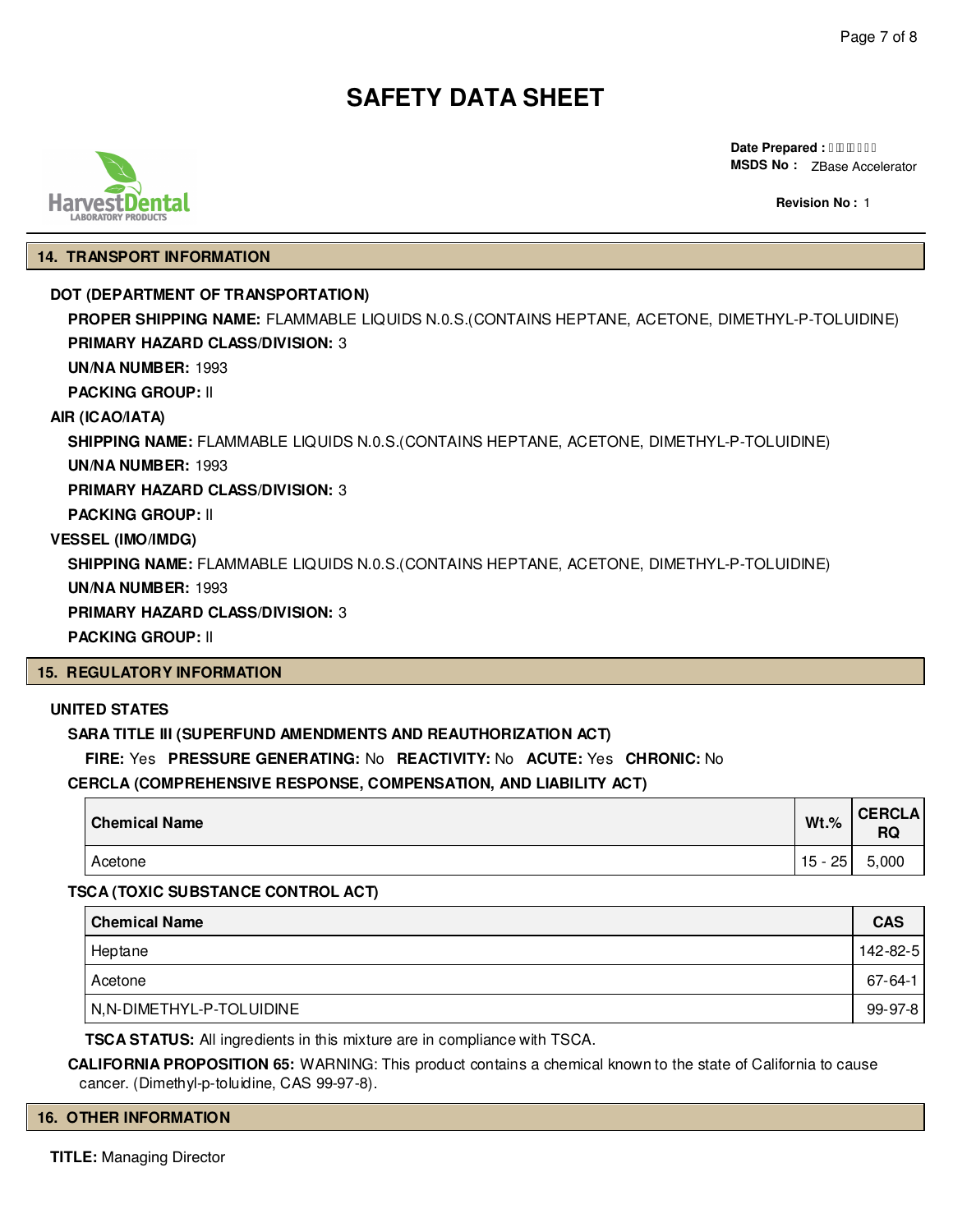# SAFETY DATA SHEET

**Date Prepared :**
**MSDS No :** ZBase Accelerator

**Revision No :** 1

## 14. TRANSPORT INFORMATION

**DOT (DEPARTMENT OF TRANSPORTATION)**

**PROPER SHIPPING NAME:** FLAMMABLE LIQUIDS N.0.S.(CONTAINS HEPTANE, ACETONE, DIMETHYL-P-TOLUIDINE)

**PRIMARY HAZARD CLASS/DIVISION:** 3

**UN/NA NUMBER:** 1993

**PACKING GROUP:** II

**AIR (ICAO/IATA)**

**SHIPPING NAME:** FLAMMABLE LIQUIDS N.0.S.(CONTAINS HEPTANE, ACETONE, DIMETHYL-P-TOLUIDINE)

**UN/NA NUMBER:** 1993

**PRIMARY HAZARD CLASS/DIVISION:** 3

**PACKING GROUP:** II

**VESSEL (IMO/IMDG)**

**SHIPPING NAME:** FLAMMABLE LIQUIDS N.0.S.(CONTAINS HEPTANE, ACETONE, DIMETHYL-P-TOLUIDINE)

**UN/NA NUMBER:** 1993

**PRIMARY HAZARD CLASS/DIVISION:** 3

**PACKING GROUP:** II

## 15. REGULATORY INFORMATION

**UNITED STATES**

**SARA TITLE III (SUPERFUND AMENDMENTS AND REAUTHORIZATION ACT)**

**FIRE:** Yes **PRESSURE GENERATING:** No **REACTIVITY:** No **ACUTE:** Yes **CHRONIC:** No

**CERCLA (COMPREHENSIVE RESPONSE, COMPENSATION, AND LIABILITY ACT)**

| Chemical Name | Wt.% | CERCLA RQ |
|---|---|---|
| Acetone | 15 - 25 | 5,000 |

**TSCA (TOXIC SUBSTANCE CONTROL ACT)**

| Chemical Name | CAS |
|---|---|
| Heptane | 142-82-5 |
| Acetone | 67-64-1 |
| N,N-DIMETHYL-P-TOLUIDINE | 99-97-8 |

**TSCA STATUS:** All ingredients in this mixture are in compliance with TSCA.

**CALIFORNIA PROPOSITION 65:** WARNING: This product contains a chemical known to the state of California to cause cancer. (Dimethyl-p-toluidine, CAS 99-97-8).

## 16. OTHER INFORMATION

**TITLE:** Managing Director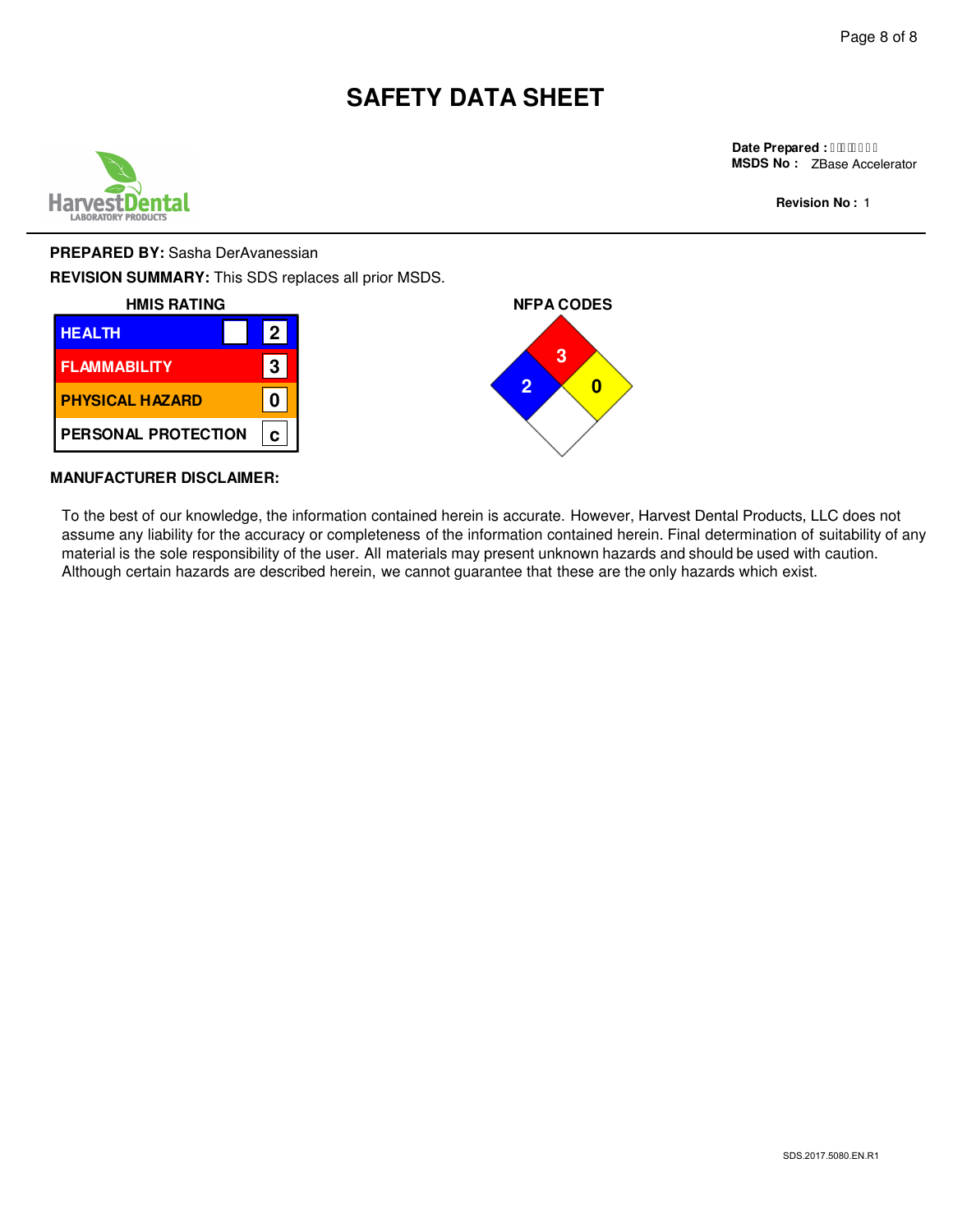# SAFETY DATA SHEET

**Date Prepared :** 
**MSDS No :** ZBase Accelerator

**Revision No :** 1

**PREPARED BY:** Sasha DerAvanessian

**REVISION SUMMARY:** This SDS replaces all prior MSDS.

**HMIS RATING**

| | | |
|---|---|---|
| HEALTH | | 2 |
| FLAMMABILITY | | 3 |
| PHYSICAL HAZARD | | 0 |
| PERSONAL PROTECTION | | c |

**NFPA CODES**

3
2
0

**MANUFACTURER DISCLAIMER:**

To the best of our knowledge, the information contained herein is accurate. However, Harvest Dental Products, LLC does not assume any liability for the accuracy or completeness of the information contained herein. Final determination of suitability of any material is the sole responsibility of the user. All materials may present unknown hazards and should be used with caution. Although certain hazards are described herein, we cannot guarantee that these are the only hazards which exist.

SDS.2017.5080.EN.R1